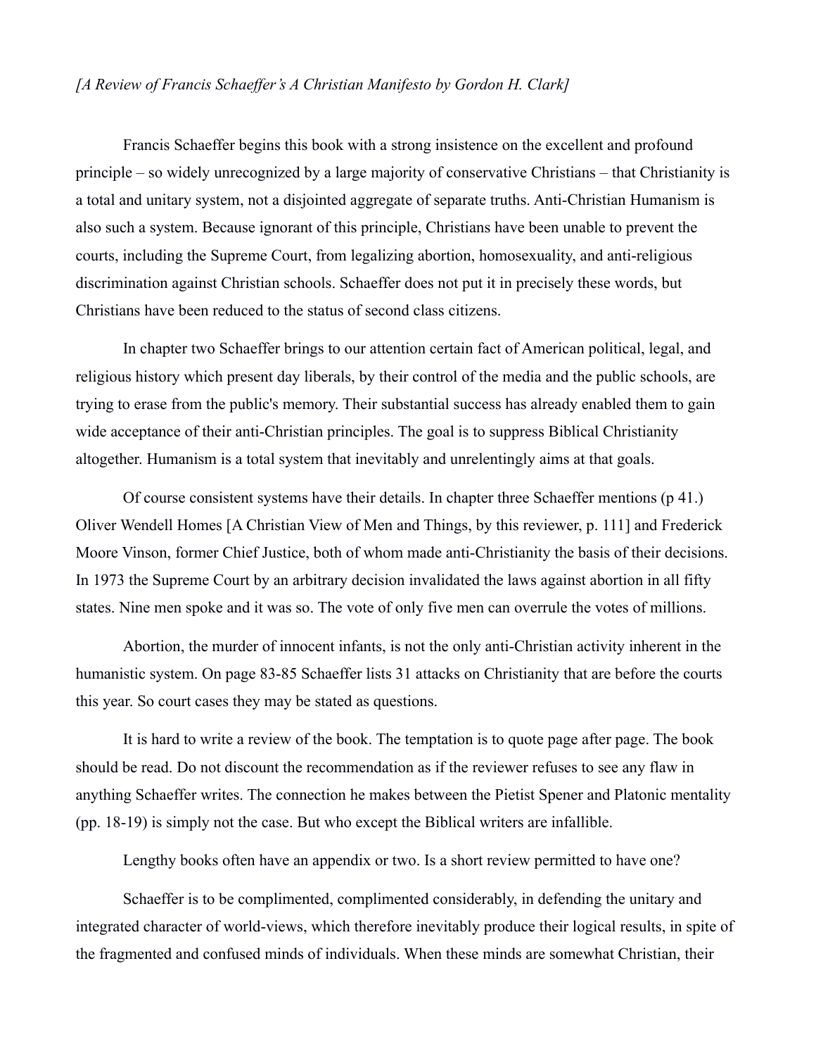*[A Review of Francis Schaeffer's A Christian Manifesto by Gordon H. Clark]*

Francis Schaeffer begins this book with a strong insistence on the excellent and profound principle – so widely unrecognized by a large majority of conservative Christians – that Christianity is a total and unitary system, not a disjointed aggregate of separate truths. Anti-Christian Humanism is also such a system. Because ignorant of this principle, Christians have been unable to prevent the courts, including the Supreme Court, from legalizing abortion, homosexuality, and anti-religious discrimination against Christian schools. Schaeffer does not put it in precisely these words, but Christians have been reduced to the status of second class citizens.

In chapter two Schaeffer brings to our attention certain fact of American political, legal, and religious history which present day liberals, by their control of the media and the public schools, are trying to erase from the public's memory. Their substantial success has already enabled them to gain wide acceptance of their anti-Christian principles. The goal is to suppress Biblical Christianity altogether. Humanism is a total system that inevitably and unrelentingly aims at that goals.

Of course consistent systems have their details. In chapter three Schaeffer mentions (p 41.) Oliver Wendell Homes [A Christian View of Men and Things, by this reviewer, p. 111] and Frederick Moore Vinson, former Chief Justice, both of whom made anti-Christianity the basis of their decisions. In 1973 the Supreme Court by an arbitrary decision invalidated the laws against abortion in all fifty states. Nine men spoke and it was so. The vote of only five men can overrule the votes of millions.

Abortion, the murder of innocent infants, is not the only anti-Christian activity inherent in the humanistic system. On page 83-85 Schaeffer lists 31 attacks on Christianity that are before the courts this year. So court cases they may be stated as questions.

It is hard to write a review of the book. The temptation is to quote page after page. The book should be read. Do not discount the recommendation as if the reviewer refuses to see any flaw in anything Schaeffer writes. The connection he makes between the Pietist Spener and Platonic mentality (pp. 18-19) is simply not the case. But who except the Biblical writers are infallible.

Lengthy books often have an appendix or two. Is a short review permitted to have one?

Schaeffer is to be complimented, complimented considerably, in defending the unitary and integrated character of world-views, which therefore inevitably produce their logical results, in spite of the fragmented and confused minds of individuals. When these minds are somewhat Christian, their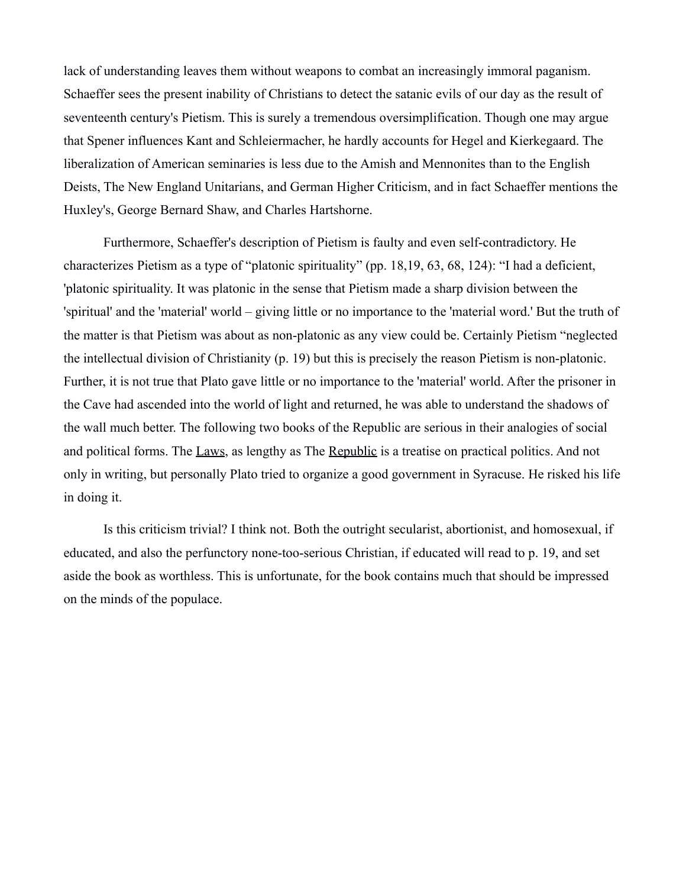lack of understanding leaves them without weapons to combat an increasingly immoral paganism. Schaeffer sees the present inability of Christians to detect the satanic evils of our day as the result of seventeenth century's Pietism. This is surely a tremendous oversimplification. Though one may argue that Spener influences Kant and Schleiermacher, he hardly accounts for Hegel and Kierkegaard. The liberalization of American seminaries is less due to the Amish and Mennonites than to the English Deists, The New England Unitarians, and German Higher Criticism, and in fact Schaeffer mentions the Huxley's, George Bernard Shaw, and Charles Hartshorne.

Furthermore, Schaeffer's description of Pietism is faulty and even self-contradictory. He characterizes Pietism as a type of "platonic spirituality" (pp. 18,19, 63, 68, 124): "I had a deficient, 'platonic spirituality. It was platonic in the sense that Pietism made a sharp division between the 'spiritual' and the 'material' world – giving little or no importance to the 'material word.' But the truth of the matter is that Pietism was about as non-platonic as any view could be. Certainly Pietism "neglected the intellectual division of Christianity (p. 19) but this is precisely the reason Pietism is non-platonic. Further, it is not true that Plato gave little or no importance to the 'material' world. After the prisoner in the Cave had ascended into the world of light and returned, he was able to understand the shadows of the wall much better. The following two books of the Republic are serious in their analogies of social and political forms. The <u>Laws</u>, as lengthy as The <u>Republic</u> is a treatise on practical politics. And not only in writing, but personally Plato tried to organize a good government in Syracuse. He risked his life in doing it.

Is this criticism trivial? I think not. Both the outright secularist, abortionist, and homosexual, if educated, and also the perfunctory none-too-serious Christian, if educated will read to p. 19, and set aside the book as worthless. This is unfortunate, for the book contains much that should be impressed on the minds of the populace.